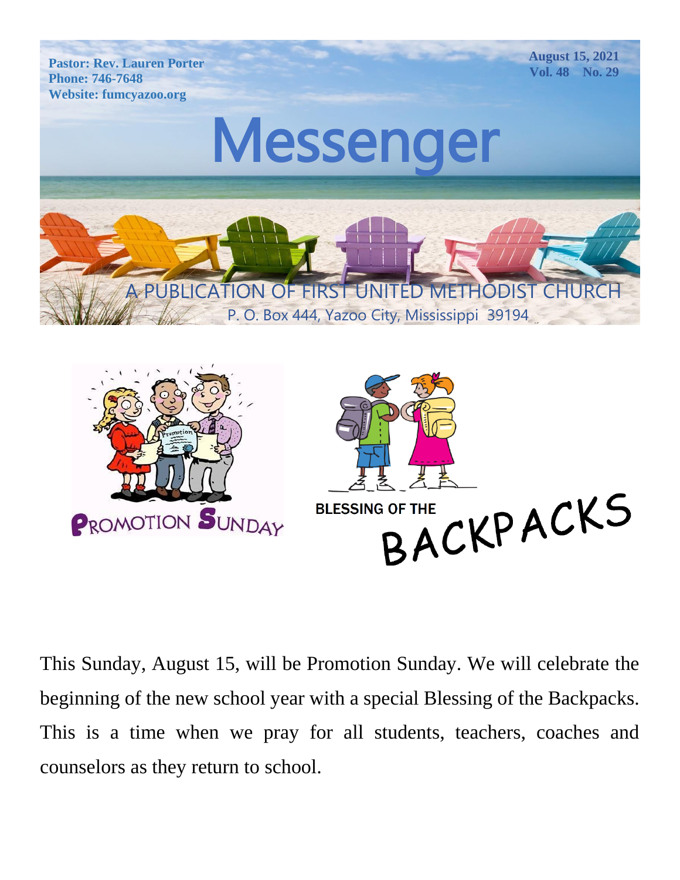Pastor: Rev. Lauren Porter
Phone: 746-7648
Website: fumcyazoo.org

August 15, 2021
Vol. 48 No. 29

# Messenger

A PUBLICATION OF FIRST UNITED METHODIST CHURCH
P. O. Box 444, Yazoo City, Mississippi 39194

## PROMOTION SUNDAY

## BLESSING OF THE BACKPACKS

This Sunday, August 15, will be Promotion Sunday. We will celebrate the beginning of the new school year with a special Blessing of the Backpacks. This is a time when we pray for all students, teachers, coaches and counselors as they return to school.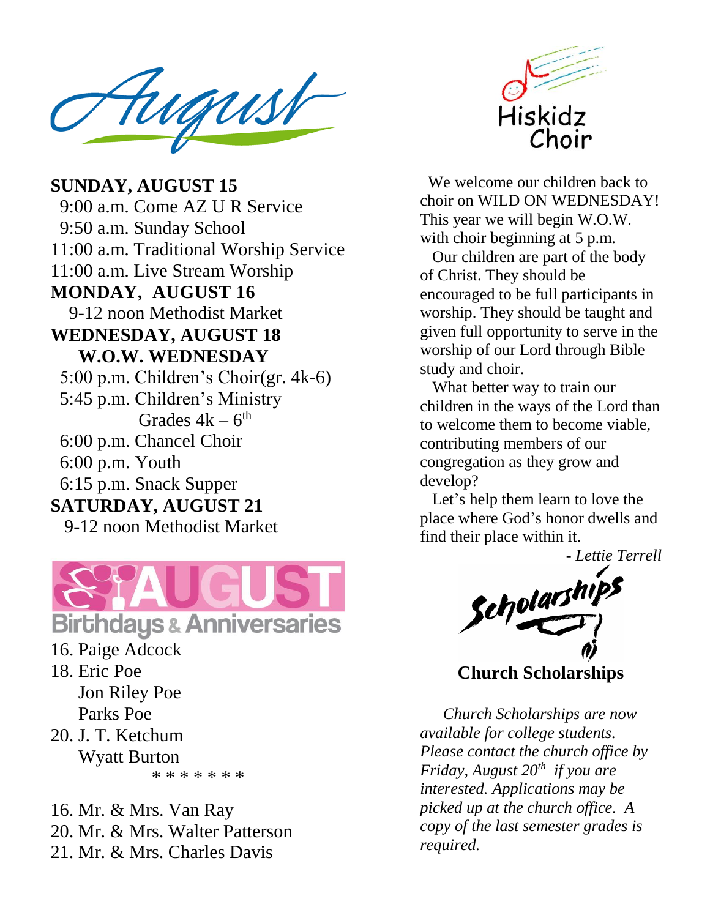# August

**SUNDAY, AUGUST 15**

9:00 a.m. Come AZ U R Service
9:50 a.m. Sunday School
11:00 a.m. Traditional Worship Service
11:00 a.m. Live Stream Worship

**MONDAY, AUGUST 16**

9-12 noon Methodist Market

**WEDNESDAY, AUGUST 18**

**W.O.W. WEDNESDAY**

5:00 p.m. Children's Choir(gr. 4k-6)
5:45 p.m. Children's Ministry Grades 4k – 6th
6:00 p.m. Chancel Choir
6:00 p.m. Youth
6:15 p.m. Snack Supper

**SATURDAY, AUGUST 21**

9-12 noon Methodist Market

## AUGUST Birthdays & Anniversaries

16. Paige Adcock
18. Eric Poe
    Jon Riley Poe
    Parks Poe
20. J. T. Ketchum
    Wyatt Burton

\* \* \* \* \* \* \*

16. Mr. & Mrs. Van Ray
20. Mr. & Mrs. Walter Patterson
21. Mr. & Mrs. Charles Davis

## Hiskidz Choir

We welcome our children back to choir on WILD ON WEDNESDAY! This year we will begin W.O.W. with choir beginning at 5 p.m.

Our children are part of the body of Christ. They should be encouraged to be full participants in worship. They should be taught and given full opportunity to serve in the worship of our Lord through Bible study and choir.

What better way to train our children in the ways of the Lord than to welcome them to become viable, contributing members of our congregation as they grow and develop?

Let's help them learn to love the place where God's honor dwells and find their place within it.

*- Lettie Terrell*

## Scholarships

**Church Scholarships**

*Church Scholarships are now available for college students. Please contact the church office by Friday, August 20th if you are interested. Applications may be picked up at the church office. A copy of the last semester grades is required.*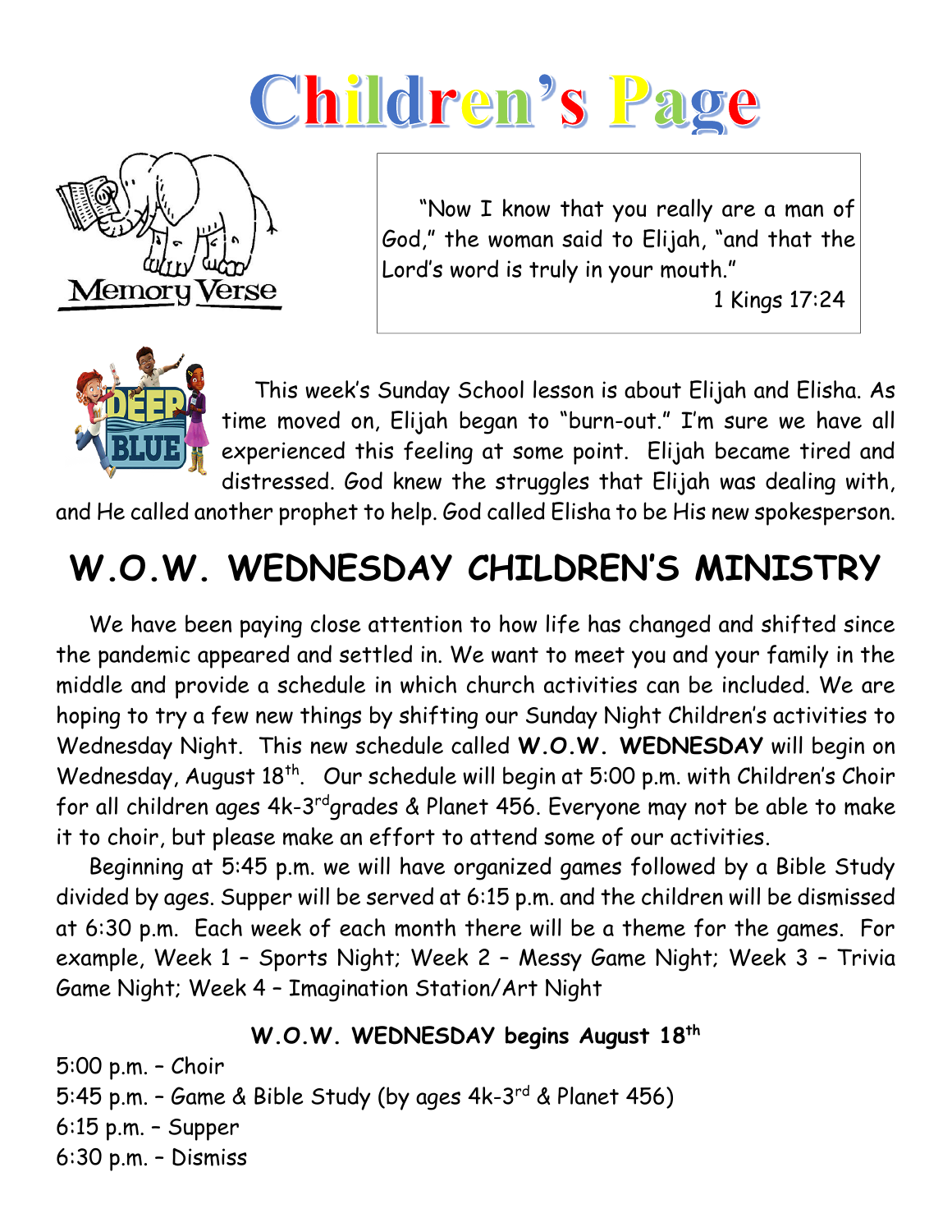# Children's Page

Memory Verse

"Now I know that you really are a man of God," the woman said to Elijah, "and that the Lord's word is truly in your mouth."

1 Kings 17:24

This week's Sunday School lesson is about Elijah and Elisha. As time moved on, Elijah began to "burn-out." I'm sure we have all experienced this feeling at some point. Elijah became tired and distressed. God knew the struggles that Elijah was dealing with, and He called another prophet to help. God called Elisha to be His new spokesperson.

## W.O.W. WEDNESDAY CHILDREN'S MINISTRY

We have been paying close attention to how life has changed and shifted since the pandemic appeared and settled in. We want to meet you and your family in the middle and provide a schedule in which church activities can be included. We are hoping to try a few new things by shifting our Sunday Night Children's activities to Wednesday Night. This new schedule called **W.O.W. WEDNESDAY** will begin on Wednesday, August 18th. Our schedule will begin at 5:00 p.m. with Children's Choir for all children ages 4k-3rd grades & Planet 456. Everyone may not be able to make it to choir, but please make an effort to attend some of our activities.

Beginning at 5:45 p.m. we will have organized games followed by a Bible Study divided by ages. Supper will be served at 6:15 p.m. and the children will be dismissed at 6:30 p.m. Each week of each month there will be a theme for the games. For example, Week 1 – Sports Night; Week 2 – Messy Game Night; Week 3 – Trivia Game Night; Week 4 – Imagination Station/Art Night

**W.O.W. WEDNESDAY begins August 18th**

5:00 p.m. – Choir
5:45 p.m. – Game & Bible Study (by ages 4k-3rd & Planet 456)
6:15 p.m. – Supper
6:30 p.m. – Dismiss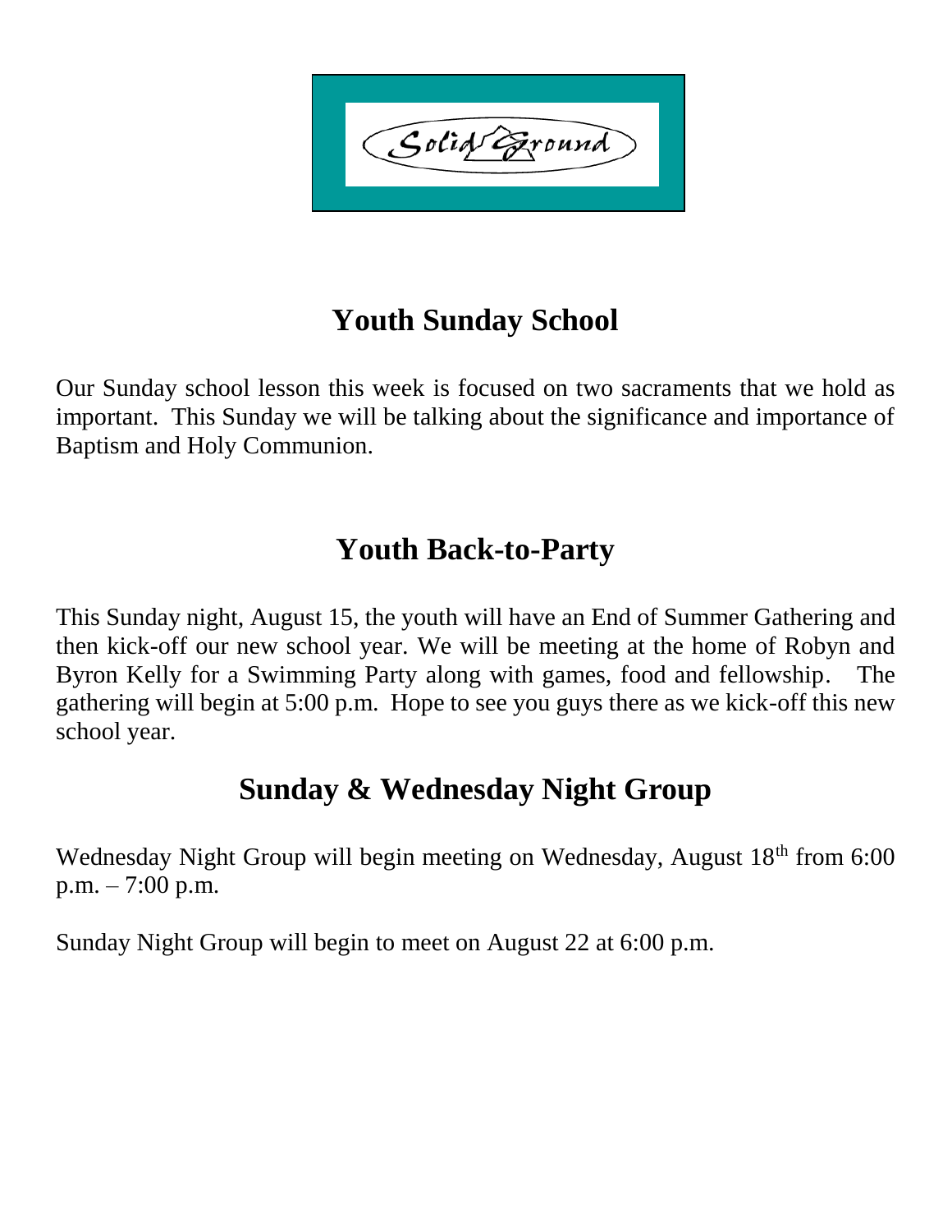Solid Ground

## Youth Sunday School

Our Sunday school lesson this week is focused on two sacraments that we hold as important. This Sunday we will be talking about the significance and importance of Baptism and Holy Communion.

## Youth Back-to-Party

This Sunday night, August 15, the youth will have an End of Summer Gathering and then kick-off our new school year. We will be meeting at the home of Robyn and Byron Kelly for a Swimming Party along with games, food and fellowship. The gathering will begin at 5:00 p.m. Hope to see you guys there as we kick-off this new school year.

## Sunday & Wednesday Night Group

Wednesday Night Group will begin meeting on Wednesday, August 18th from 6:00 p.m. – 7:00 p.m.

Sunday Night Group will begin to meet on August 22 at 6:00 p.m.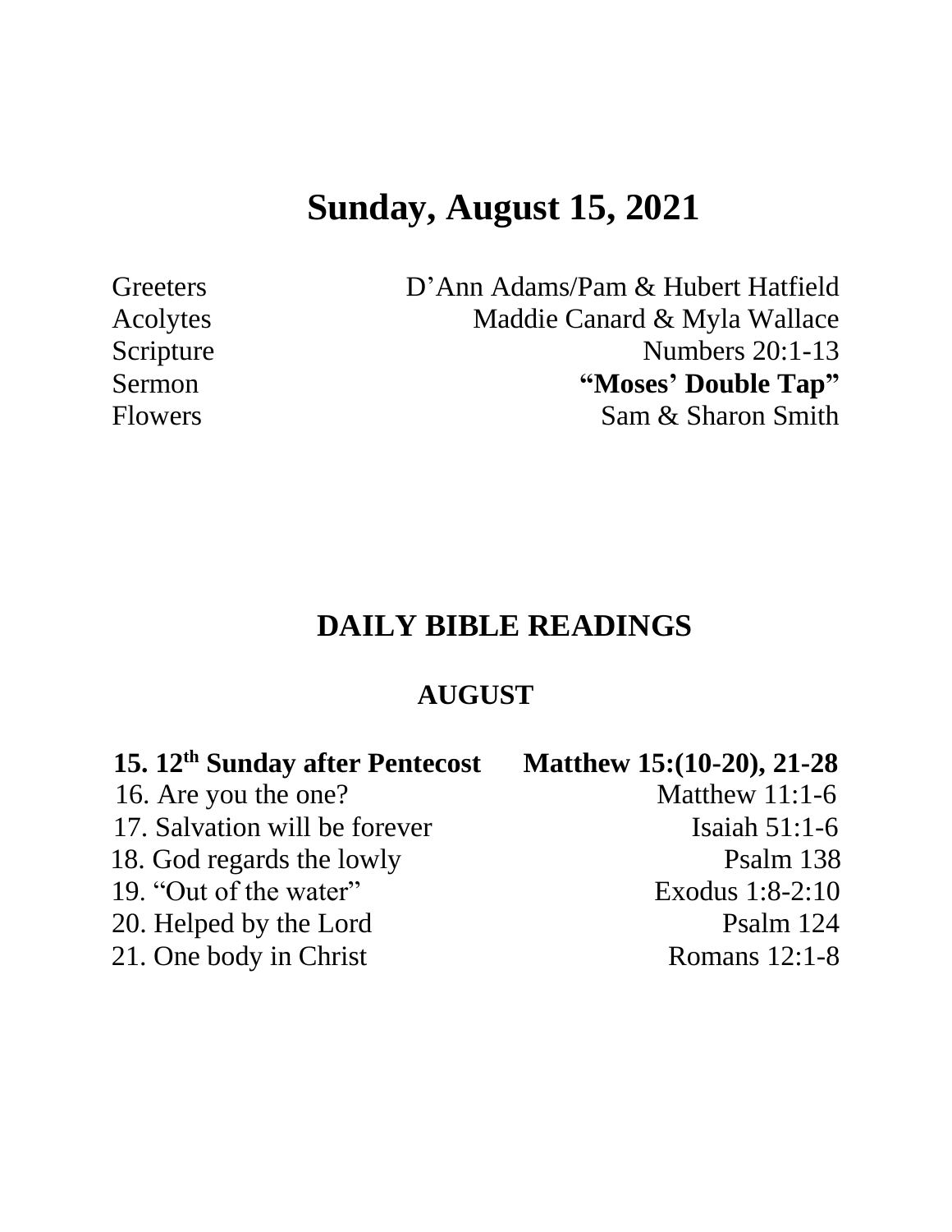# Sunday, August 15, 2021

| | |
|---|---|
| Greeters | D'Ann Adams/Pam & Hubert Hatfield |
| Acolytes | Maddie Canard & Myla Wallace |
| Scripture | Numbers 20:1-13 |
| Sermon | **"Moses' Double Tap"** |
| Flowers | Sam & Sharon Smith |

## DAILY BIBLE READINGS

### AUGUST

| | |
|---|---|
| **15. 12th Sunday after Pentecost** | **Matthew 15:(10-20), 21-28** |
| 16. Are you the one? | Matthew 11:1-6 |
| 17. Salvation will be forever | Isaiah 51:1-6 |
| 18. God regards the lowly | Psalm 138 |
| 19. "Out of the water" | Exodus 1:8-2:10 |
| 20. Helped by the Lord | Psalm 124 |
| 21. One body in Christ | Romans 12:1-8 |